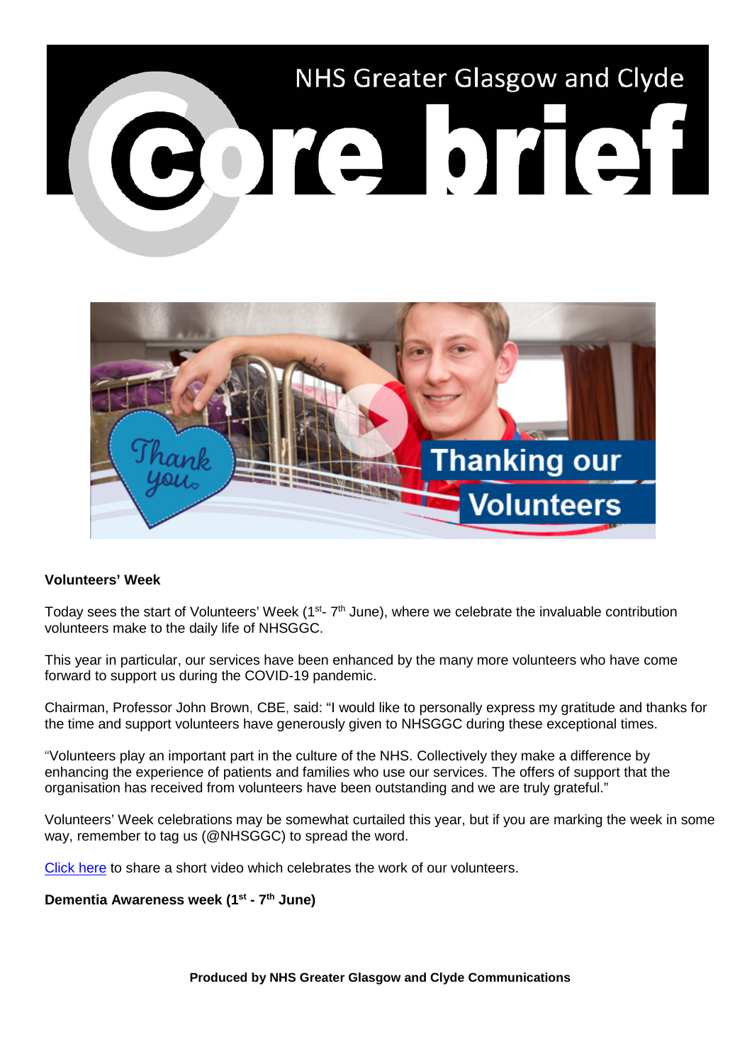**Volunteers' Week**

Today sees the start of Volunteers' Week (1st- 7th June), where we celebrate the invaluable contribution volunteers make to the daily life of NHSGGC.

This year in particular, our services have been enhanced by the many more volunteers who have come forward to support us during the COVID-19 pandemic.

Chairman, Professor John Brown, CBE, said: "I would like to personally express my gratitude and thanks for the time and support volunteers have generously given to NHSGGC during these exceptional times.

"Volunteers play an important part in the culture of the NHS. Collectively they make a difference by enhancing the experience of patients and families who use our services. The offers of support that the organisation has received from volunteers have been outstanding and we are truly grateful."

Volunteers' Week celebrations may be somewhat curtailed this year, but if you are marking the week in some way, remember to tag us (@NHSGGC) to spread the word.

Click here to share a short video which celebrates the work of our volunteers.

**Dementia Awareness week (1st - 7th June)**

**Produced by NHS Greater Glasgow and Clyde Communications**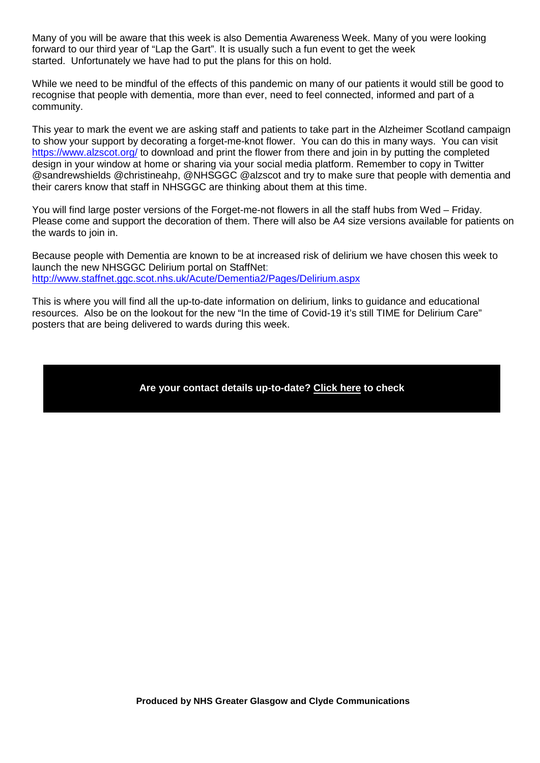Many of you will be aware that this week is also Dementia Awareness Week. Many of you were looking forward to our third year of "Lap the Gart". It is usually such a fun event to get the week started. Unfortunately we have had to put the plans for this on hold.

While we need to be mindful of the effects of this pandemic on many of our patients it would still be good to recognise that people with dementia, more than ever, need to feel connected, informed and part of a community.

This year to mark the event we are asking staff and patients to take part in the Alzheimer Scotland campaign to show your support by decorating a forget-me-knot flower. You can do this in many ways. You can visit https://www.alzscot.org/ to download and print the flower from there and join in by putting the completed design in your window at home or sharing via your social media platform. Remember to copy in Twitter @sandrewshields @christineahp, @NHSGGC @alzscot and try to make sure that people with dementia and their carers know that staff in NHSGGC are thinking about them at this time.

You will find large poster versions of the Forget-me-not flowers in all the staff hubs from Wed – Friday. Please come and support the decoration of them. There will also be A4 size versions available for patients on the wards to join in.

Because people with Dementia are known to be at increased risk of delirium we have chosen this week to launch the new NHSGGC Delirium portal on StaffNet: http://www.staffnet.ggc.scot.nhs.uk/Acute/Dementia2/Pages/Delirium.aspx

This is where you will find all the up-to-date information on delirium, links to guidance and educational resources. Also be on the lookout for the new "In the time of Covid-19 it's still TIME for Delirium Care" posters that are being delivered to wards during this week.

**Are your contact details up-to-date? Click here to check**

**Produced by NHS Greater Glasgow and Clyde Communications**